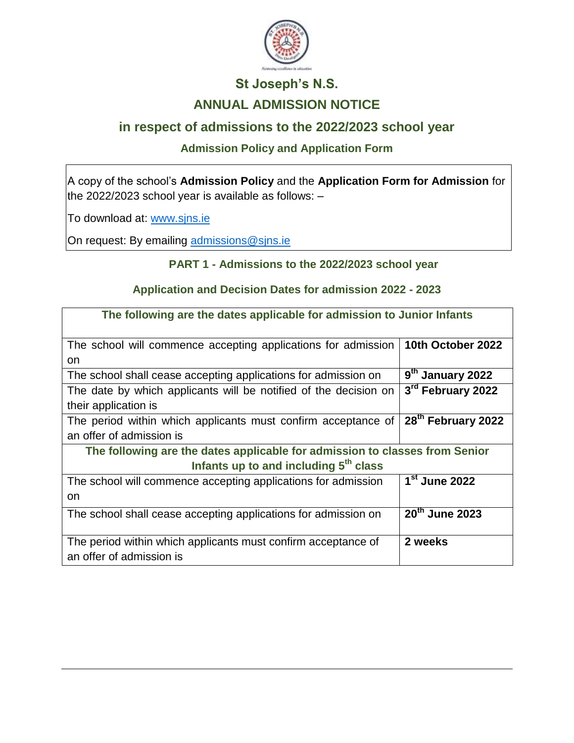# St Joseph's N.S.

## ANNUAL ADMISSION NOTICE

## in respect of admissions to the 2022/2023 school year

### Admission Policy and Application Form

A copy of the school's **Admission Policy** and the **Application Form for Admission** for the 2022/2023 school year is available as follows: –

To download at: www.sjns.ie

On request: By emailing admissions@sjns.ie

### PART 1 - Admissions to the 2022/2023 school year

### Application and Decision Dates for admission 2022 - 2023

| The following are the dates applicable for admission to Junior Infants | |
|---|---|
| The school will commence accepting applications for admission on | **10th October 2022** |
| The school shall cease accepting applications for admission on | **9th January 2022** |
| The date by which applicants will be notified of the decision on their application is | **3rd February 2022** |
| The period within which applicants must confirm acceptance of an offer of admission is | **28th February 2022** |
| **The following are the dates applicable for admission to classes from Senior Infants up to and including 5th class** | |
| The school will commence accepting applications for admission on | **1st June 2022** |
| The school shall cease accepting applications for admission on | **20th June 2023** |
| The period within which applicants must confirm acceptance of an offer of admission is | **2 weeks** |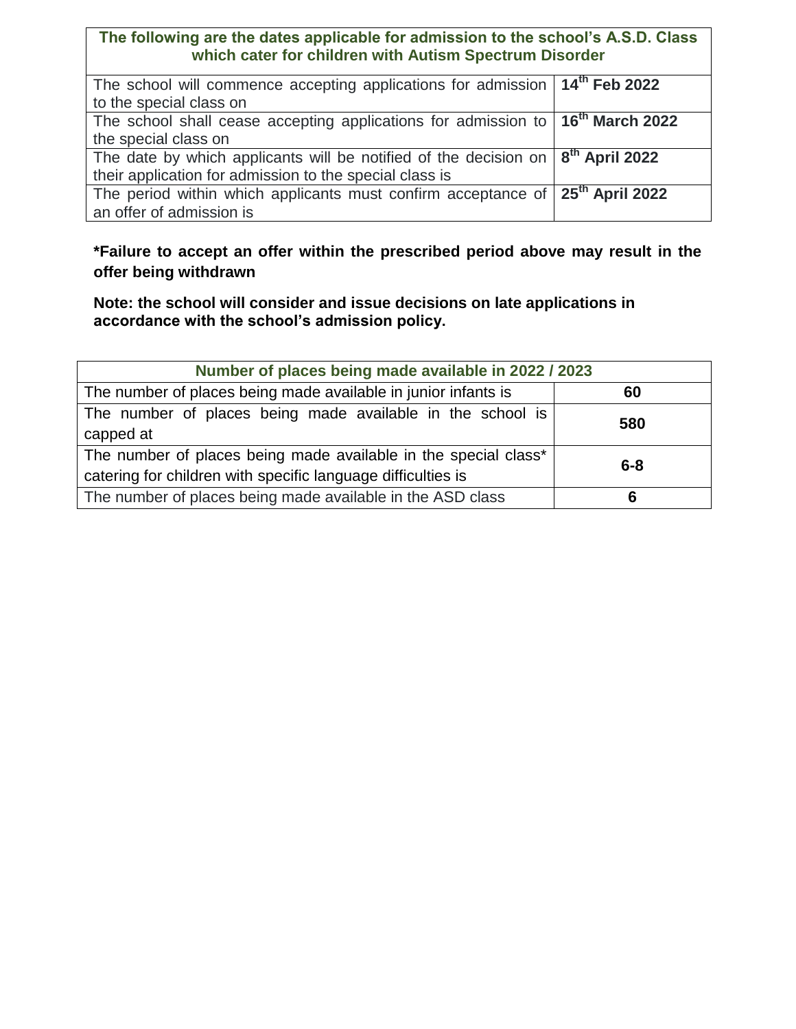| The following are the dates applicable for admission to the school's A.S.D. Class which cater for children with Autism Spectrum Disorder | |
|---|---|
| The school will commence accepting applications for admission to the special class on | **$14^{th}$ Feb 2022** |
| The school shall cease accepting applications for admission to the special class on | **$16^{th}$ March 2022** |
| The date by which applicants will be notified of the decision on their application for admission to the special class is | **$8^{th}$ April 2022** |
| The period within which applicants must confirm acceptance of an offer of admission is | **$25^{th}$ April 2022** |

**\*Failure to accept an offer within the prescribed period above may result in the offer being withdrawn**

**Note: the school will consider and issue decisions on late applications in accordance with the school's admission policy.**

| Number of places being made available in 2022 / 2023 | |
|---|---|
| The number of places being made available in junior infants is | **60** |
| The number of places being made available in the school is capped at | **580** |
| The number of places being made available in the special class* catering for children with specific language difficulties is | **6-8** |
| The number of places being made available in the ASD class | **6** |